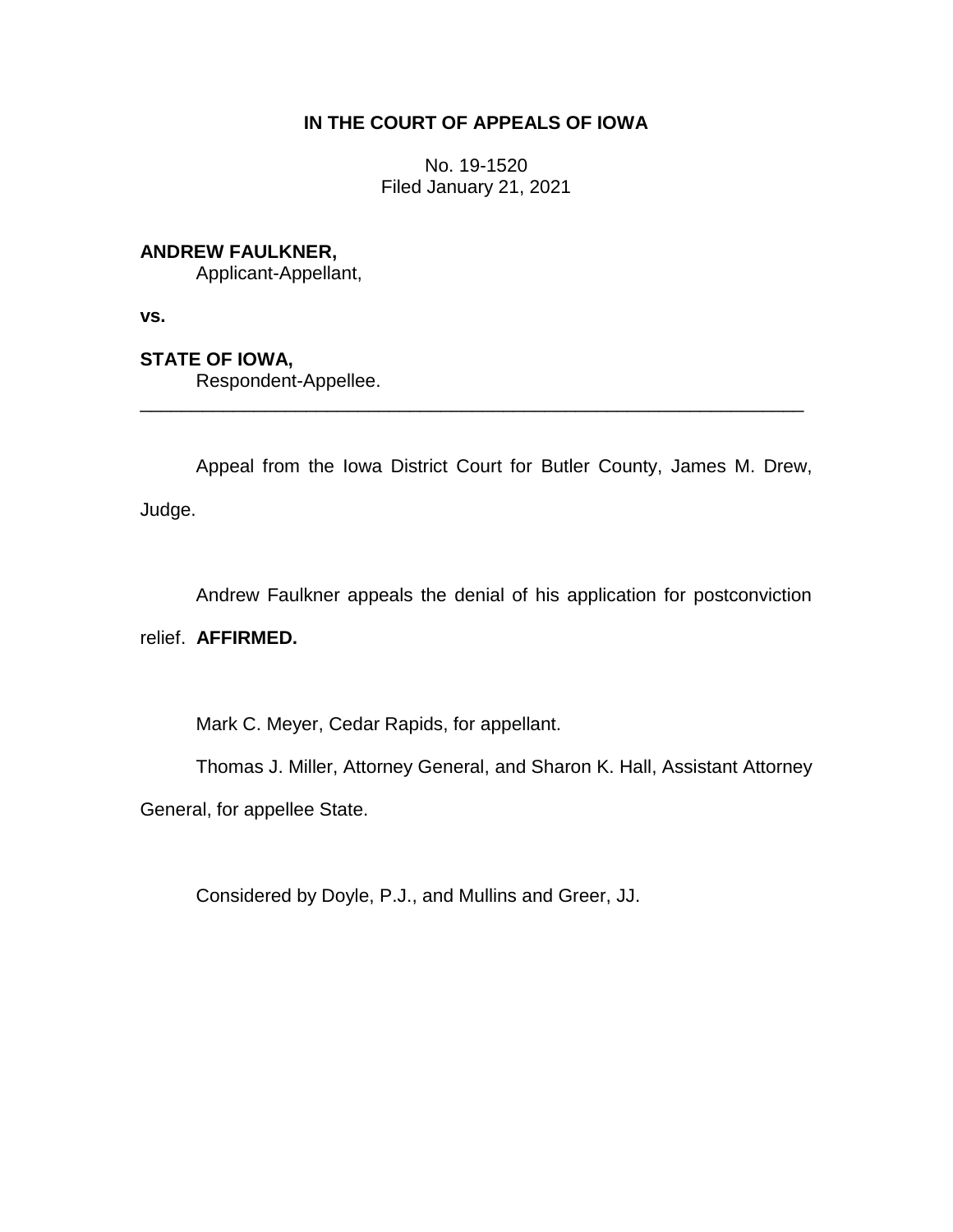# IN THE COURT OF APPEALS OF IOWA

No. 19-1520
Filed January 21, 2021

**ANDREW FAULKNER,**
Applicant-Appellant,

**vs.**

**STATE OF IOWA,**
Respondent-Appellee.

---

Appeal from the Iowa District Court for Butler County, James M. Drew, Judge.

Andrew Faulkner appeals the denial of his application for postconviction relief. **AFFIRMED.**

Mark C. Meyer, Cedar Rapids, for appellant.

Thomas J. Miller, Attorney General, and Sharon K. Hall, Assistant Attorney General, for appellee State.

Considered by Doyle, P.J., and Mullins and Greer, JJ.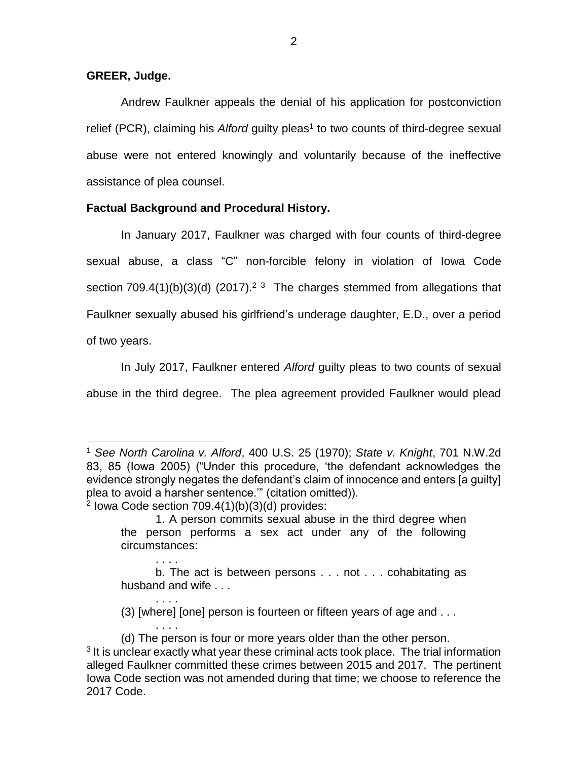**GREER, Judge.**

Andrew Faulkner appeals the denial of his application for postconviction relief (PCR), claiming his *Alford* guilty pleas[1] to two counts of third-degree sexual abuse were not entered knowingly and voluntarily because of the ineffective assistance of plea counsel.

**Factual Background and Procedural History.**

In January 2017, Faulkner was charged with four counts of third-degree sexual abuse, a class "C" non-forcible felony in violation of Iowa Code section 709.4(1)(b)(3)(d) (2017).[2] [3] The charges stemmed from allegations that Faulkner sexually abused his girlfriend's underage daughter, E.D., over a period of two years.

In July 2017, Faulkner entered *Alford* guilty pleas to two counts of sexual abuse in the third degree. The plea agreement provided Faulkner would plead

---

[1] *See North Carolina v. Alford*, 400 U.S. 25 (1970); *State v. Knight*, 701 N.W.2d 83, 85 (Iowa 2005) ("Under this procedure, 'the defendant acknowledges the evidence strongly negates the defendant's claim of innocence and enters [a guilty] plea to avoid a harsher sentence.'" (citation omitted)).

[2] Iowa Code section 709.4(1)(b)(3)(d) provides:

> 1. A person commits sexual abuse in the third degree when the person performs a sex act under any of the following circumstances:
>
> . . . .
>
> b. The act is between persons . . . not . . . cohabitating as husband and wife . . .
>
> . . . .
>
> (3) [where] [one] person is fourteen or fifteen years of age and . . .
>
> . . . .
>
> (d) The person is four or more years older than the other person.

[3] It is unclear exactly what year these criminal acts took place. The trial information alleged Faulkner committed these crimes between 2015 and 2017. The pertinent Iowa Code section was not amended during that time; we choose to reference the 2017 Code.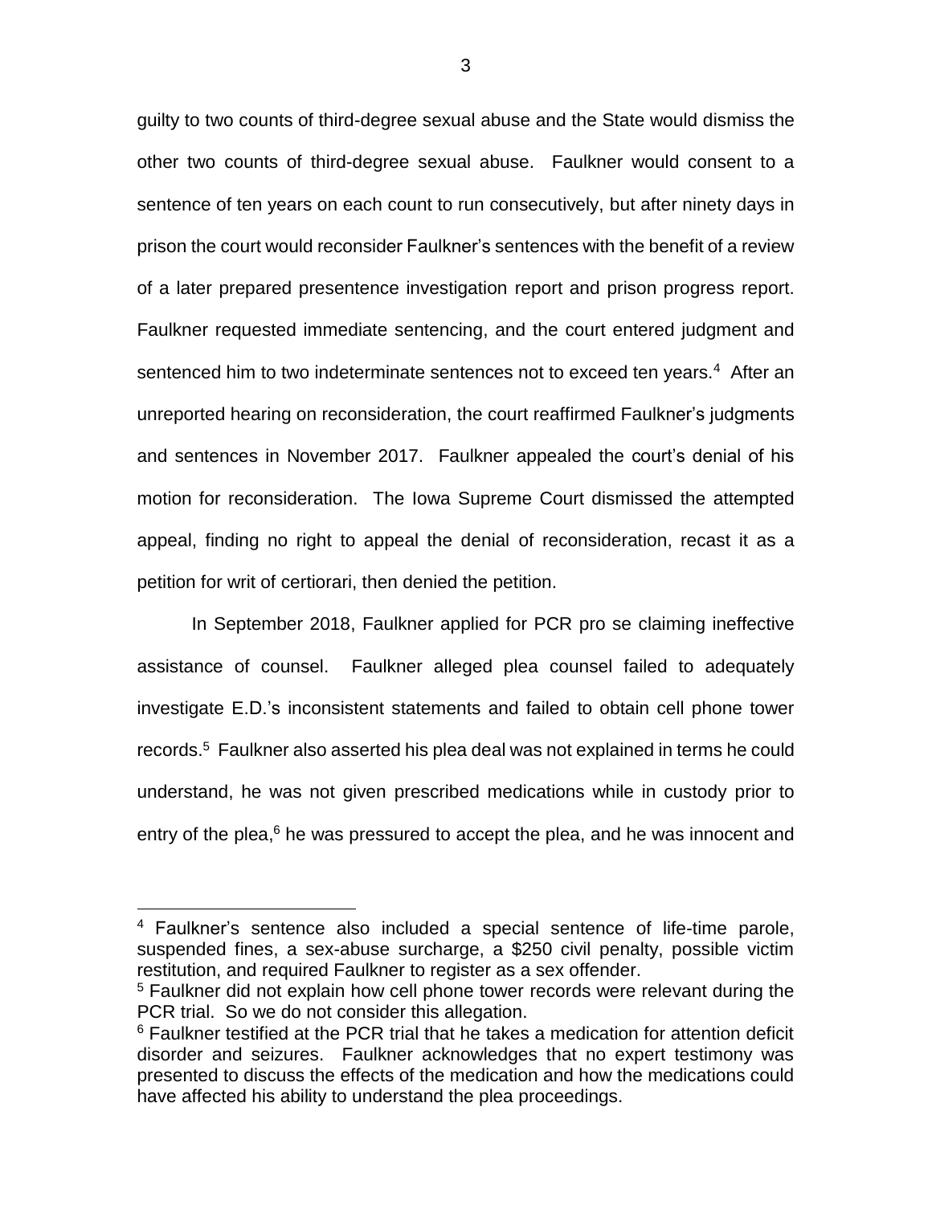guilty to two counts of third-degree sexual abuse and the State would dismiss the other two counts of third-degree sexual abuse. Faulkner would consent to a sentence of ten years on each count to run consecutively, but after ninety days in prison the court would reconsider Faulkner's sentences with the benefit of a review of a later prepared presentence investigation report and prison progress report. Faulkner requested immediate sentencing, and the court entered judgment and sentenced him to two indeterminate sentences not to exceed ten years.[4] After an unreported hearing on reconsideration, the court reaffirmed Faulkner's judgments and sentences in November 2017. Faulkner appealed the court's denial of his motion for reconsideration. The Iowa Supreme Court dismissed the attempted appeal, finding no right to appeal the denial of reconsideration, recast it as a petition for writ of certiorari, then denied the petition.

In September 2018, Faulkner applied for PCR pro se claiming ineffective assistance of counsel. Faulkner alleged plea counsel failed to adequately investigate E.D.'s inconsistent statements and failed to obtain cell phone tower records.[5] Faulkner also asserted his plea deal was not explained in terms he could understand, he was not given prescribed medications while in custody prior to entry of the plea,[6] he was pressured to accept the plea, and he was innocent and

---

[4] Faulkner's sentence also included a special sentence of life-time parole, suspended fines, a sex-abuse surcharge, a $250 civil penalty, possible victim restitution, and required Faulkner to register as a sex offender.

[5] Faulkner did not explain how cell phone tower records were relevant during the PCR trial. So we do not consider this allegation.

[6] Faulkner testified at the PCR trial that he takes a medication for attention deficit disorder and seizures. Faulkner acknowledges that no expert testimony was presented to discuss the effects of the medication and how the medications could have affected his ability to understand the plea proceedings.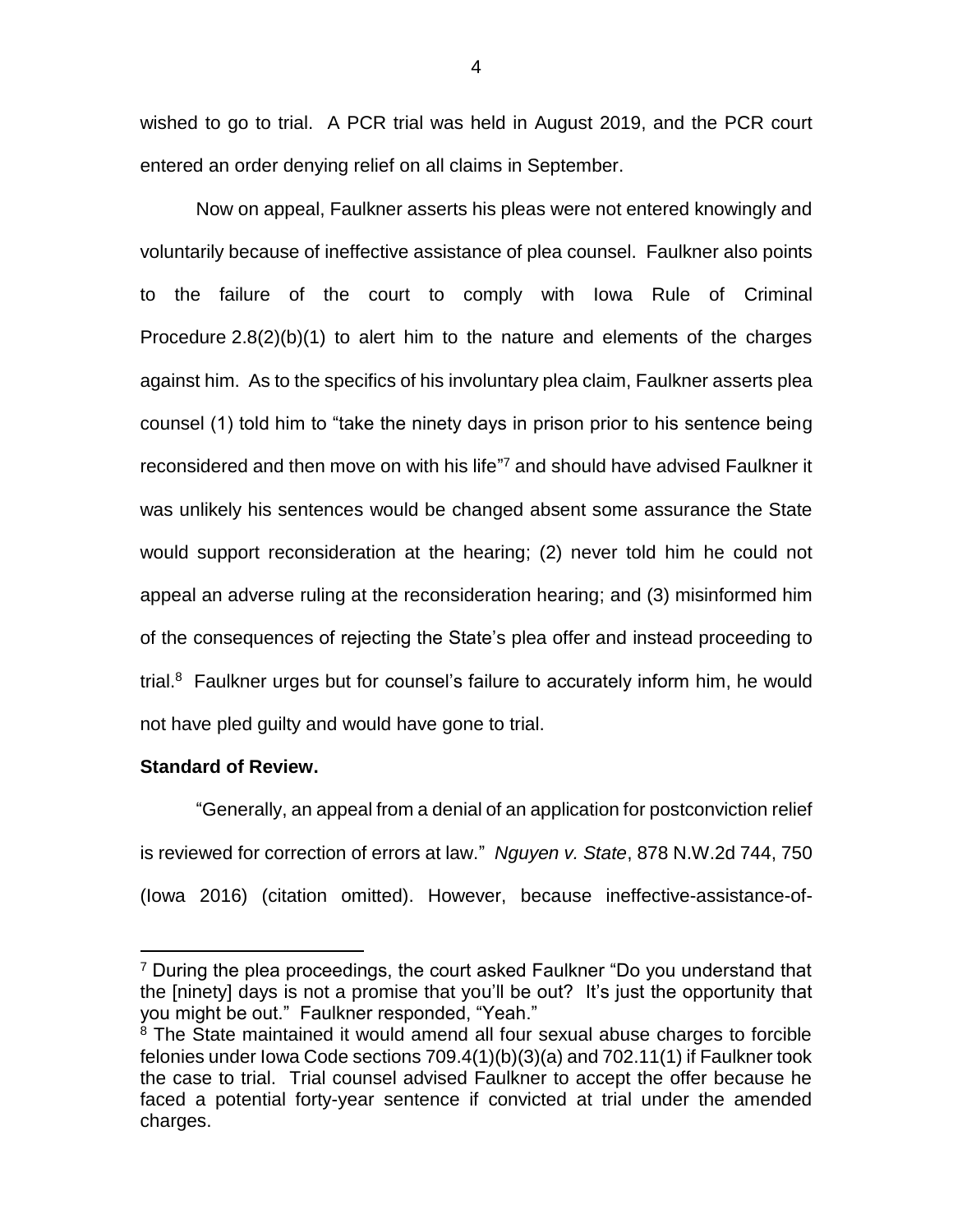wished to go to trial. A PCR trial was held in August 2019, and the PCR court entered an order denying relief on all claims in September.

Now on appeal, Faulkner asserts his pleas were not entered knowingly and voluntarily because of ineffective assistance of plea counsel. Faulkner also points to the failure of the court to comply with Iowa Rule of Criminal Procedure 2.8(2)(b)(1) to alert him to the nature and elements of the charges against him. As to the specifics of his involuntary plea claim, Faulkner asserts plea counsel (1) told him to "take the ninety days in prison prior to his sentence being reconsidered and then move on with his life"[7] and should have advised Faulkner it was unlikely his sentences would be changed absent some assurance the State would support reconsideration at the hearing; (2) never told him he could not appeal an adverse ruling at the reconsideration hearing; and (3) misinformed him of the consequences of rejecting the State's plea offer and instead proceeding to trial.[8] Faulkner urges but for counsel's failure to accurately inform him, he would not have pled guilty and would have gone to trial.

**Standard of Review.**

"Generally, an appeal from a denial of an application for postconviction relief is reviewed for correction of errors at law." *Nguyen v. State*, 878 N.W.2d 744, 750 (Iowa 2016) (citation omitted). However, because ineffective-assistance-of-

---

[7] During the plea proceedings, the court asked Faulkner "Do you understand that the [ninety] days is not a promise that you'll be out? It's just the opportunity that you might be out." Faulkner responded, "Yeah."

[8] The State maintained it would amend all four sexual abuse charges to forcible felonies under Iowa Code sections 709.4(1)(b)(3)(a) and 702.11(1) if Faulkner took the case to trial. Trial counsel advised Faulkner to accept the offer because he faced a potential forty-year sentence if convicted at trial under the amended charges.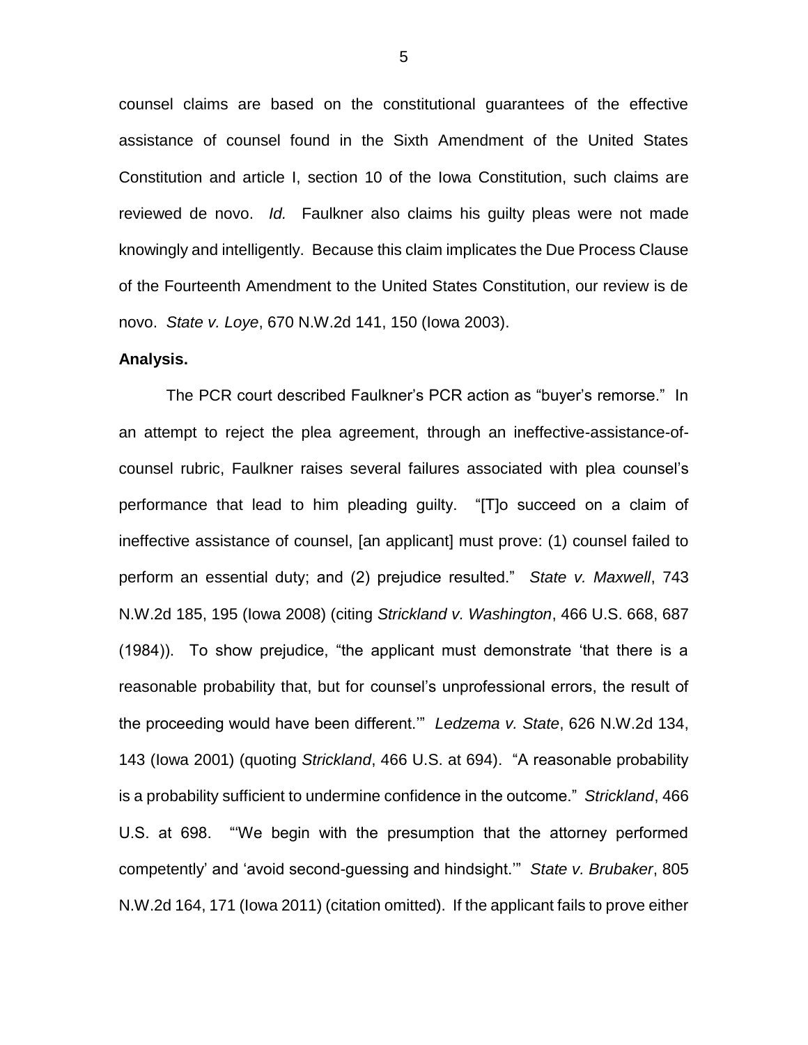counsel claims are based on the constitutional guarantees of the effective assistance of counsel found in the Sixth Amendment of the United States Constitution and article I, section 10 of the Iowa Constitution, such claims are reviewed de novo. *Id.* Faulkner also claims his guilty pleas were not made knowingly and intelligently. Because this claim implicates the Due Process Clause of the Fourteenth Amendment to the United States Constitution, our review is de novo. *State v. Loye*, 670 N.W.2d 141, 150 (Iowa 2003).

**Analysis.**

The PCR court described Faulkner's PCR action as "buyer's remorse." In an attempt to reject the plea agreement, through an ineffective-assistance-of-counsel rubric, Faulkner raises several failures associated with plea counsel's performance that lead to him pleading guilty. "[T]o succeed on a claim of ineffective assistance of counsel, [an applicant] must prove: (1) counsel failed to perform an essential duty; and (2) prejudice resulted." *State v. Maxwell*, 743 N.W.2d 185, 195 (Iowa 2008) (citing *Strickland v. Washington*, 466 U.S. 668, 687 (1984)). To show prejudice, "the applicant must demonstrate 'that there is a reasonable probability that, but for counsel's unprofessional errors, the result of the proceeding would have been different.'" *Ledzema v. State*, 626 N.W.2d 134, 143 (Iowa 2001) (quoting *Strickland*, 466 U.S. at 694). "A reasonable probability is a probability sufficient to undermine confidence in the outcome." *Strickland*, 466 U.S. at 698. "'We begin with the presumption that the attorney performed competently' and 'avoid second-guessing and hindsight.'" *State v. Brubaker*, 805 N.W.2d 164, 171 (Iowa 2011) (citation omitted). If the applicant fails to prove either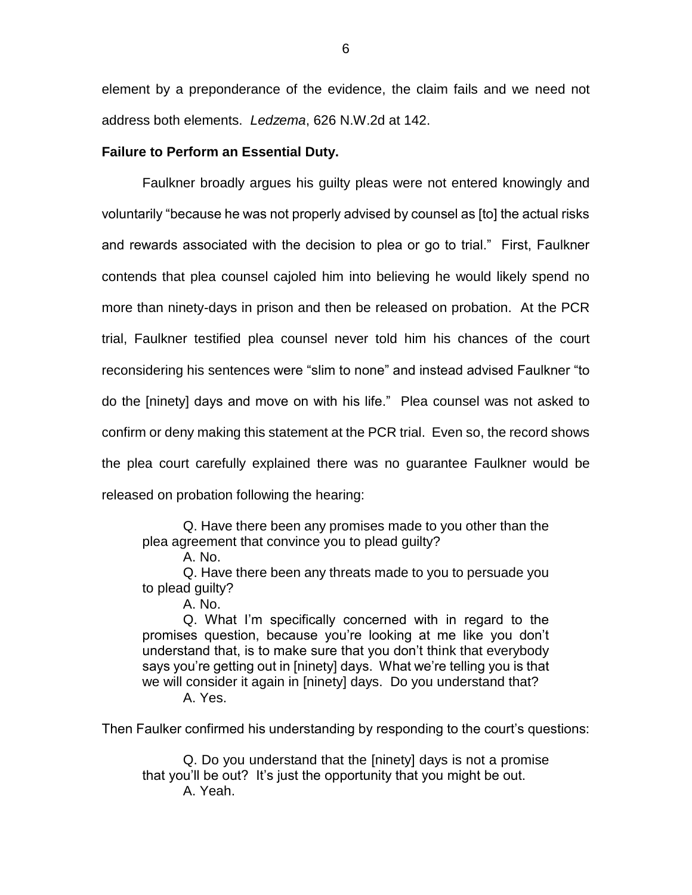element by a preponderance of the evidence, the claim fails and we need not address both elements. *Ledzema*, 626 N.W.2d at 142.

**Failure to Perform an Essential Duty.**

Faulkner broadly argues his guilty pleas were not entered knowingly and voluntarily "because he was not properly advised by counsel as [to] the actual risks and rewards associated with the decision to plea or go to trial." First, Faulkner contends that plea counsel cajoled him into believing he would likely spend no more than ninety-days in prison and then be released on probation. At the PCR trial, Faulkner testified plea counsel never told him his chances of the court reconsidering his sentences were "slim to none" and instead advised Faulkner "to do the [ninety] days and move on with his life." Plea counsel was not asked to confirm or deny making this statement at the PCR trial. Even so, the record shows the plea court carefully explained there was no guarantee Faulkner would be released on probation following the hearing:

> Q. Have there been any promises made to you other than the plea agreement that convince you to plead guilty?
>
> A. No.
>
> Q. Have there been any threats made to you to persuade you to plead guilty?
>
> A. No.
>
> Q. What I'm specifically concerned with in regard to the promises question, because you're looking at me like you don't understand that, is to make sure that you don't think that everybody says you're getting out in [ninety] days. What we're telling you is that we will consider it again in [ninety] days. Do you understand that?
>
> A. Yes.

Then Faulker confirmed his understanding by responding to the court's questions:

> Q. Do you understand that the [ninety] days is not a promise that you'll be out? It's just the opportunity that you might be out.
>
> A. Yeah.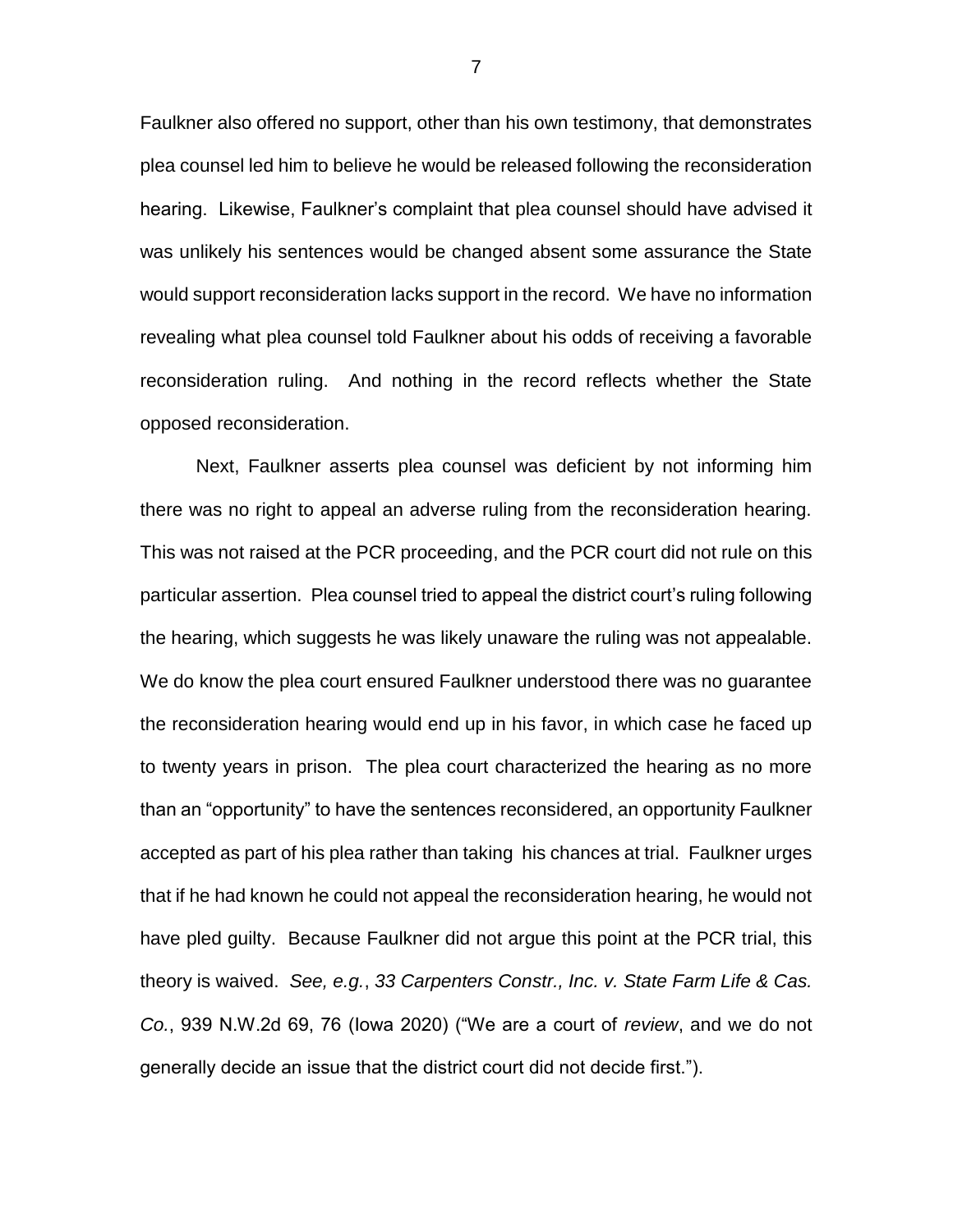Faulkner also offered no support, other than his own testimony, that demonstrates plea counsel led him to believe he would be released following the reconsideration hearing. Likewise, Faulkner's complaint that plea counsel should have advised it was unlikely his sentences would be changed absent some assurance the State would support reconsideration lacks support in the record. We have no information revealing what plea counsel told Faulkner about his odds of receiving a favorable reconsideration ruling. And nothing in the record reflects whether the State opposed reconsideration.

Next, Faulkner asserts plea counsel was deficient by not informing him there was no right to appeal an adverse ruling from the reconsideration hearing. This was not raised at the PCR proceeding, and the PCR court did not rule on this particular assertion. Plea counsel tried to appeal the district court's ruling following the hearing, which suggests he was likely unaware the ruling was not appealable. We do know the plea court ensured Faulkner understood there was no guarantee the reconsideration hearing would end up in his favor, in which case he faced up to twenty years in prison. The plea court characterized the hearing as no more than an "opportunity" to have the sentences reconsidered, an opportunity Faulkner accepted as part of his plea rather than taking his chances at trial. Faulkner urges that if he had known he could not appeal the reconsideration hearing, he would not have pled guilty. Because Faulkner did not argue this point at the PCR trial, this theory is waived. *See, e.g.*, *33 Carpenters Constr., Inc. v. State Farm Life & Cas. Co.*, 939 N.W.2d 69, 76 (Iowa 2020) ("We are a court of *review*, and we do not generally decide an issue that the district court did not decide first.").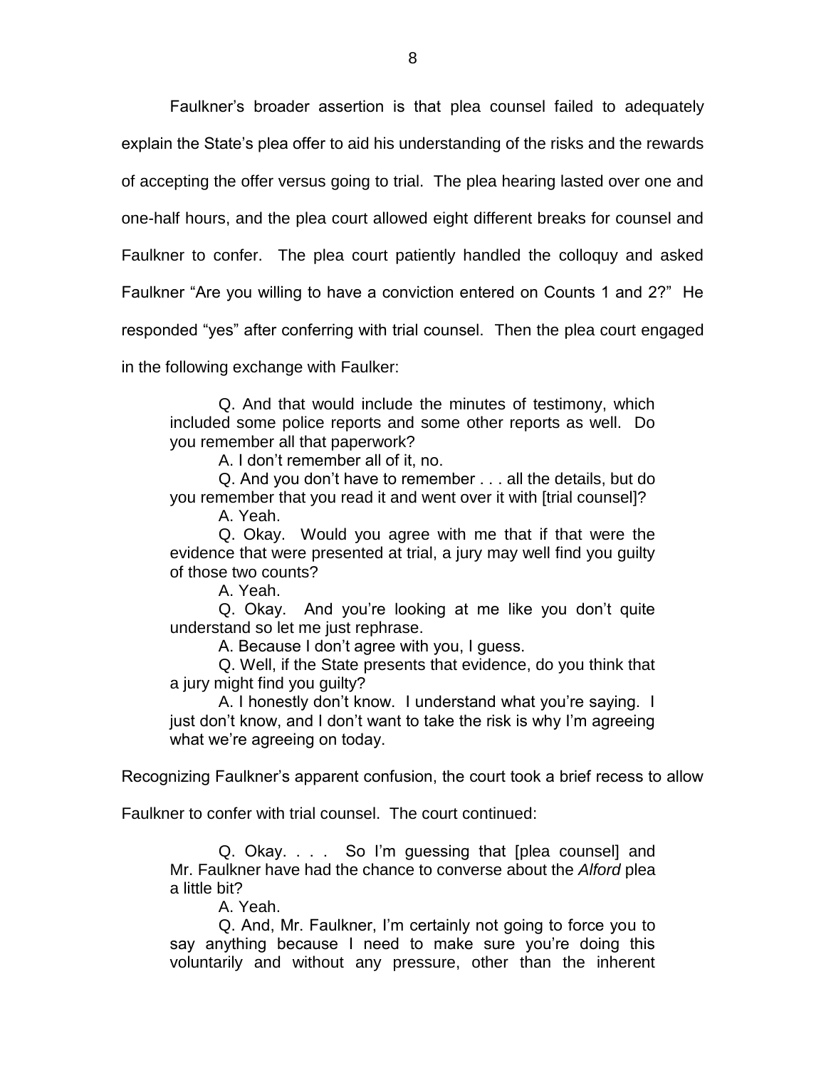Faulkner's broader assertion is that plea counsel failed to adequately explain the State's plea offer to aid his understanding of the risks and the rewards of accepting the offer versus going to trial. The plea hearing lasted over one and one-half hours, and the plea court allowed eight different breaks for counsel and Faulkner to confer. The plea court patiently handled the colloquy and asked Faulkner "Are you willing to have a conviction entered on Counts 1 and 2?" He responded "yes" after conferring with trial counsel. Then the plea court engaged in the following exchange with Faulker:

> Q. And that would include the minutes of testimony, which included some police reports and some other reports as well. Do you remember all that paperwork?
>
> A. I don't remember all of it, no.
>
> Q. And you don't have to remember . . . all the details, but do you remember that you read it and went over it with [trial counsel]?
>
> A. Yeah.
>
> Q. Okay. Would you agree with me that if that were the evidence that were presented at trial, a jury may well find you guilty of those two counts?
>
> A. Yeah.
>
> Q. Okay. And you're looking at me like you don't quite understand so let me just rephrase.
>
> A. Because I don't agree with you, I guess.
>
> Q. Well, if the State presents that evidence, do you think that a jury might find you guilty?
>
> A. I honestly don't know. I understand what you're saying. I just don't know, and I don't want to take the risk is why I'm agreeing what we're agreeing on today.

Recognizing Faulkner's apparent confusion, the court took a brief recess to allow Faulkner to confer with trial counsel. The court continued:

> Q. Okay. . . . So I'm guessing that [plea counsel] and Mr. Faulkner have had the chance to converse about the *Alford* plea a little bit?
>
> A. Yeah.
>
> Q. And, Mr. Faulkner, I'm certainly not going to force you to say anything because I need to make sure you're doing this voluntarily and without any pressure, other than the inherent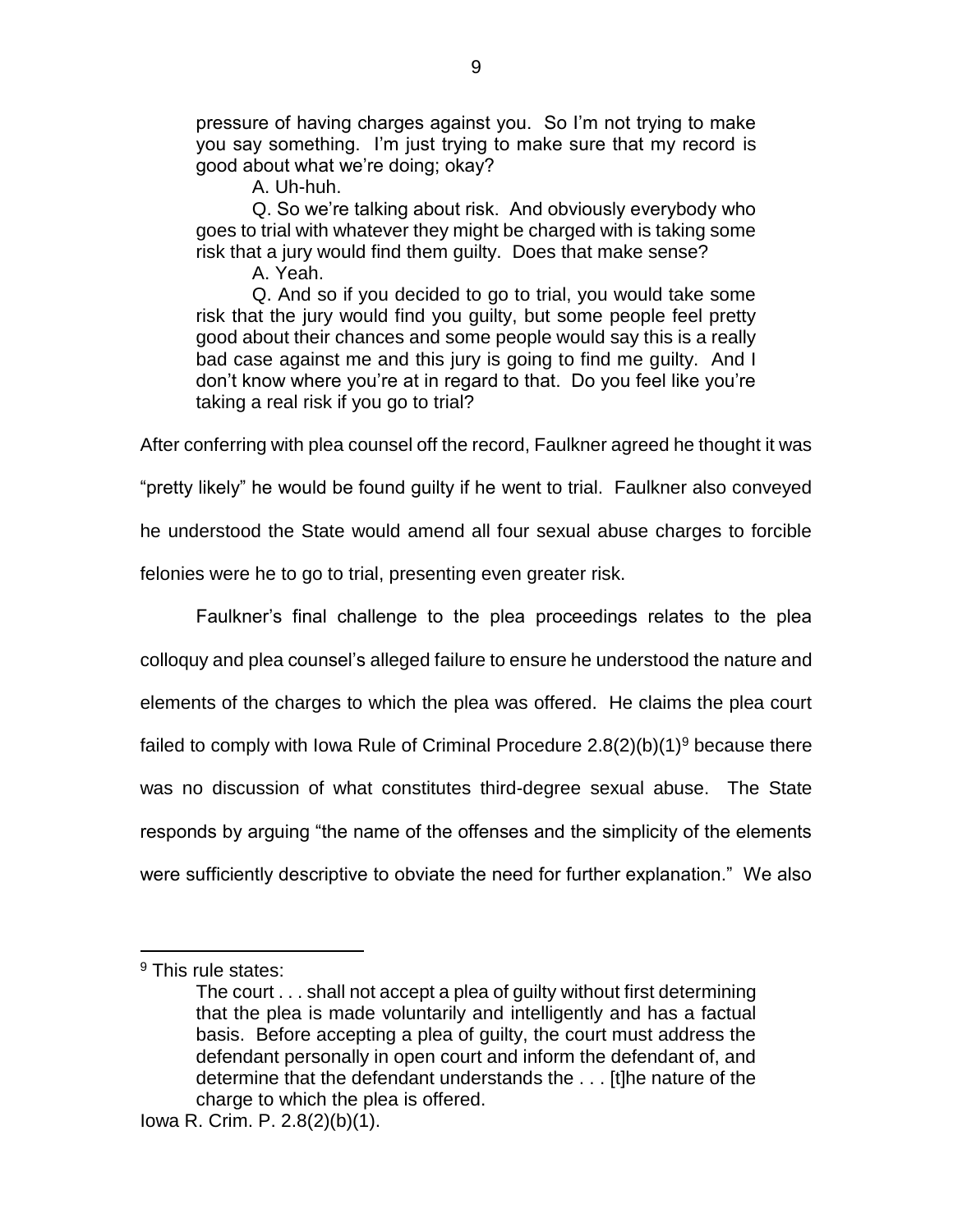> pressure of having charges against you. So I'm not trying to make you say something. I'm just trying to make sure that my record is good about what we're doing; okay?
>
> A. Uh-huh.
>
> Q. So we're talking about risk. And obviously everybody who goes to trial with whatever they might be charged with is taking some risk that a jury would find them guilty. Does that make sense?
>
> A. Yeah.
>
> Q. And so if you decided to go to trial, you would take some risk that the jury would find you guilty, but some people feel pretty good about their chances and some people would say this is a really bad case against me and this jury is going to find me guilty. And I don't know where you're at in regard to that. Do you feel like you're taking a real risk if you go to trial?

After conferring with plea counsel off the record, Faulkner agreed he thought it was "pretty likely" he would be found guilty if he went to trial. Faulkner also conveyed he understood the State would amend all four sexual abuse charges to forcible felonies were he to go to trial, presenting even greater risk.

Faulkner's final challenge to the plea proceedings relates to the plea colloquy and plea counsel's alleged failure to ensure he understood the nature and elements of the charges to which the plea was offered. He claims the plea court failed to comply with Iowa Rule of Criminal Procedure 2.8(2)(b)(1)[9] because there was no discussion of what constitutes third-degree sexual abuse. The State responds by arguing "the name of the offenses and the simplicity of the elements were sufficiently descriptive to obviate the need for further explanation." We also

---

[9] This rule states:

> The court . . . shall not accept a plea of guilty without first determining that the plea is made voluntarily and intelligently and has a factual basis. Before accepting a plea of guilty, the court must address the defendant personally in open court and inform the defendant of, and determine that the defendant understands the . . . [t]he nature of the charge to which the plea is offered.

Iowa R. Crim. P. 2.8(2)(b)(1).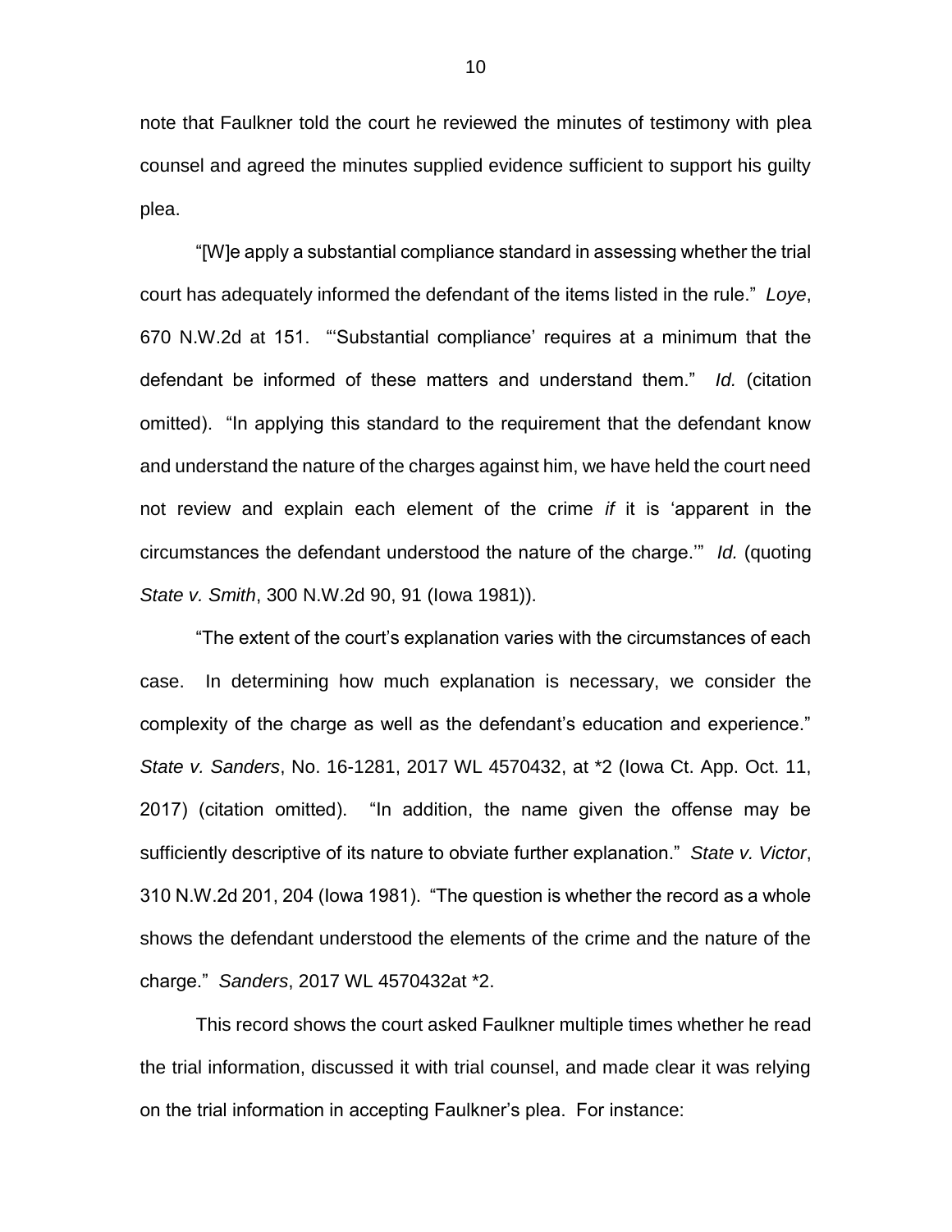note that Faulkner told the court he reviewed the minutes of testimony with plea counsel and agreed the minutes supplied evidence sufficient to support his guilty plea.

"[W]e apply a substantial compliance standard in assessing whether the trial court has adequately informed the defendant of the items listed in the rule." *Loye*, 670 N.W.2d at 151. "'Substantial compliance' requires at a minimum that the defendant be informed of these matters and understand them." *Id.* (citation omitted). "In applying this standard to the requirement that the defendant know and understand the nature of the charges against him, we have held the court need not review and explain each element of the crime *if* it is 'apparent in the circumstances the defendant understood the nature of the charge.'" *Id.* (quoting *State v. Smith*, 300 N.W.2d 90, 91 (Iowa 1981)).

"The extent of the court's explanation varies with the circumstances of each case. In determining how much explanation is necessary, we consider the complexity of the charge as well as the defendant's education and experience." *State v. Sanders*, No. 16-1281, 2017 WL 4570432, at \*2 (Iowa Ct. App. Oct. 11, 2017) (citation omitted). "In addition, the name given the offense may be sufficiently descriptive of its nature to obviate further explanation." *State v. Victor*, 310 N.W.2d 201, 204 (Iowa 1981). "The question is whether the record as a whole shows the defendant understood the elements of the crime and the nature of the charge." *Sanders*, 2017 WL 4570432at \*2.

This record shows the court asked Faulkner multiple times whether he read the trial information, discussed it with trial counsel, and made clear it was relying on the trial information in accepting Faulkner's plea. For instance: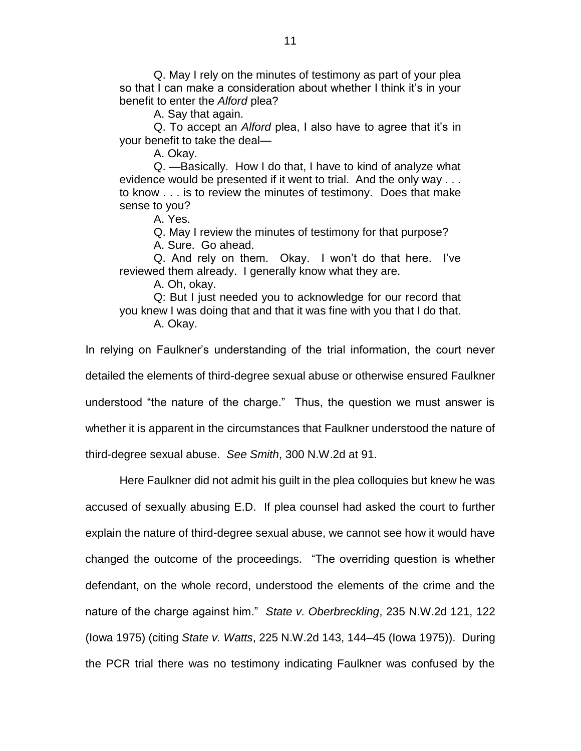Q. May I rely on the minutes of testimony as part of your plea so that I can make a consideration about whether I think it's in your benefit to enter the *Alford* plea?

A. Say that again.

Q. To accept an *Alford* plea, I also have to agree that it's in your benefit to take the deal—

A. Okay.

Q. —Basically. How I do that, I have to kind of analyze what evidence would be presented if it went to trial. And the only way . . . to know . . . is to review the minutes of testimony. Does that make sense to you?

A. Yes.

Q. May I review the minutes of testimony for that purpose?

A. Sure. Go ahead.

Q. And rely on them. Okay. I won't do that here. I've reviewed them already. I generally know what they are.

A. Oh, okay.

Q: But I just needed you to acknowledge for our record that you knew I was doing that and that it was fine with you that I do that.

A. Okay.

In relying on Faulkner's understanding of the trial information, the court never detailed the elements of third-degree sexual abuse or otherwise ensured Faulkner understood "the nature of the charge." Thus, the question we must answer is whether it is apparent in the circumstances that Faulkner understood the nature of third-degree sexual abuse. *See Smith*, 300 N.W.2d at 91.

Here Faulkner did not admit his guilt in the plea colloquies but knew he was accused of sexually abusing E.D. If plea counsel had asked the court to further explain the nature of third-degree sexual abuse, we cannot see how it would have changed the outcome of the proceedings. "The overriding question is whether defendant, on the whole record, understood the elements of the crime and the nature of the charge against him." *State v. Oberbreckling*, 235 N.W.2d 121, 122 (Iowa 1975) (citing *State v. Watts*, 225 N.W.2d 143, 144–45 (Iowa 1975)). During the PCR trial there was no testimony indicating Faulkner was confused by the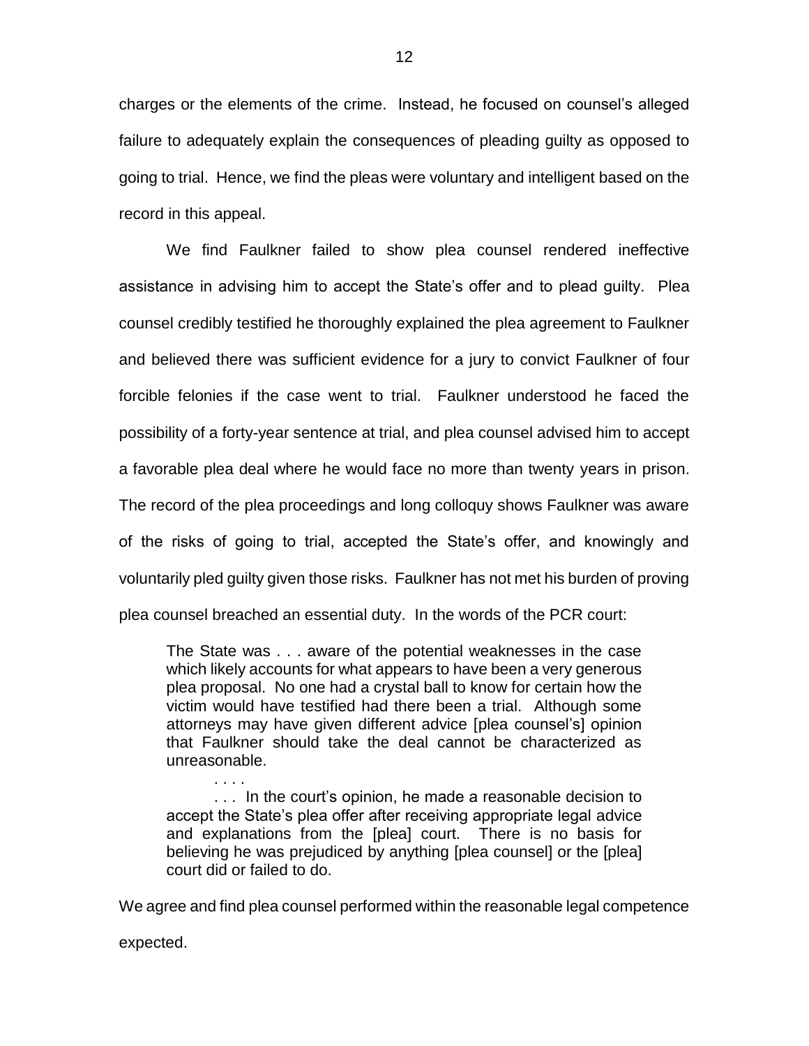charges or the elements of the crime. Instead, he focused on counsel's alleged failure to adequately explain the consequences of pleading guilty as opposed to going to trial. Hence, we find the pleas were voluntary and intelligent based on the record in this appeal.

We find Faulkner failed to show plea counsel rendered ineffective assistance in advising him to accept the State's offer and to plead guilty. Plea counsel credibly testified he thoroughly explained the plea agreement to Faulkner and believed there was sufficient evidence for a jury to convict Faulkner of four forcible felonies if the case went to trial. Faulkner understood he faced the possibility of a forty-year sentence at trial, and plea counsel advised him to accept a favorable plea deal where he would face no more than twenty years in prison. The record of the plea proceedings and long colloquy shows Faulkner was aware of the risks of going to trial, accepted the State's offer, and knowingly and voluntarily pled guilty given those risks. Faulkner has not met his burden of proving plea counsel breached an essential duty. In the words of the PCR court:

> The State was . . . aware of the potential weaknesses in the case which likely accounts for what appears to have been a very generous plea proposal. No one had a crystal ball to know for certain how the victim would have testified had there been a trial. Although some attorneys may have given different advice [plea counsel's] opinion that Faulkner should take the deal cannot be characterized as unreasonable.
>
> . . . .
>
> . . . In the court's opinion, he made a reasonable decision to accept the State's plea offer after receiving appropriate legal advice and explanations from the [plea] court. There is no basis for believing he was prejudiced by anything [plea counsel] or the [plea] court did or failed to do.

We agree and find plea counsel performed within the reasonable legal competence expected.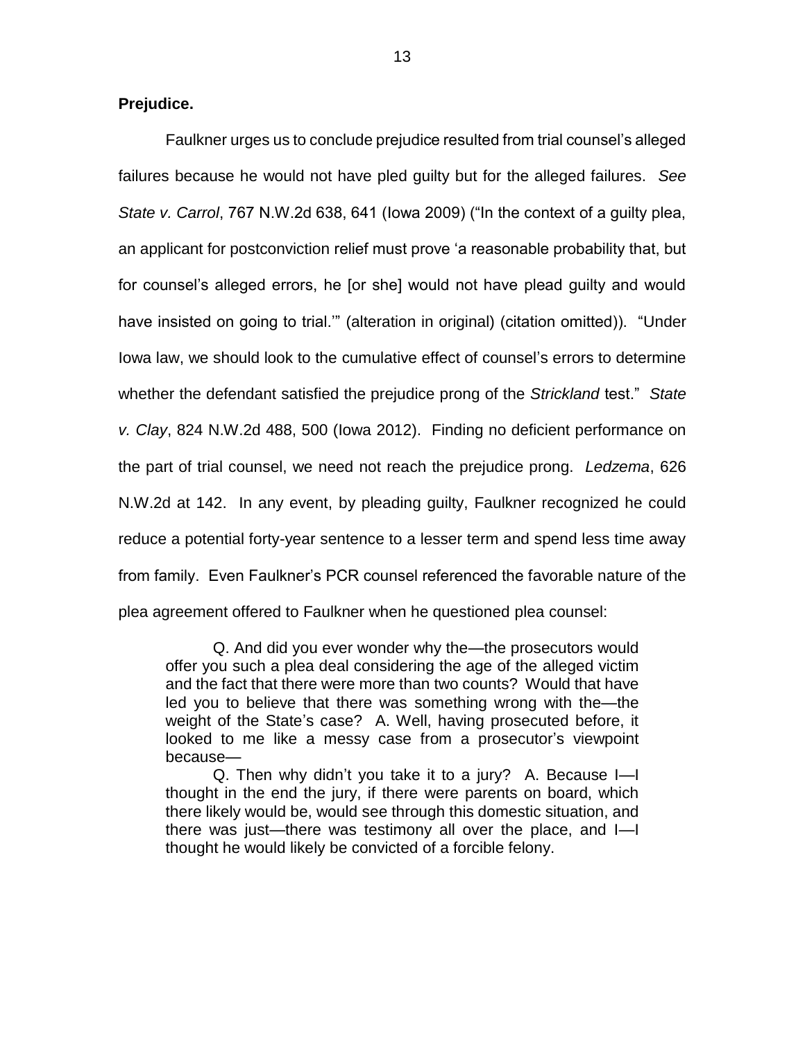**Prejudice.**

Faulkner urges us to conclude prejudice resulted from trial counsel's alleged failures because he would not have pled guilty but for the alleged failures. *See State v. Carrol*, 767 N.W.2d 638, 641 (Iowa 2009) ("In the context of a guilty plea, an applicant for postconviction relief must prove 'a reasonable probability that, but for counsel's alleged errors, he [or she] would not have plead guilty and would have insisted on going to trial.'" (alteration in original) (citation omitted)). "Under Iowa law, we should look to the cumulative effect of counsel's errors to determine whether the defendant satisfied the prejudice prong of the *Strickland* test." *State v. Clay*, 824 N.W.2d 488, 500 (Iowa 2012). Finding no deficient performance on the part of trial counsel, we need not reach the prejudice prong. *Ledzema*, 626 N.W.2d at 142. In any event, by pleading guilty, Faulkner recognized he could reduce a potential forty-year sentence to a lesser term and spend less time away from family. Even Faulkner's PCR counsel referenced the favorable nature of the plea agreement offered to Faulkner when he questioned plea counsel:

> Q. And did you ever wonder why the—the prosecutors would offer you such a plea deal considering the age of the alleged victim and the fact that there were more than two counts? Would that have led you to believe that there was something wrong with the—the weight of the State's case? A. Well, having prosecuted before, it looked to me like a messy case from a prosecutor's viewpoint because—
>
> Q. Then why didn't you take it to a jury? A. Because I—I thought in the end the jury, if there were parents on board, which there likely would be, would see through this domestic situation, and there was just—there was testimony all over the place, and I—I thought he would likely be convicted of a forcible felony.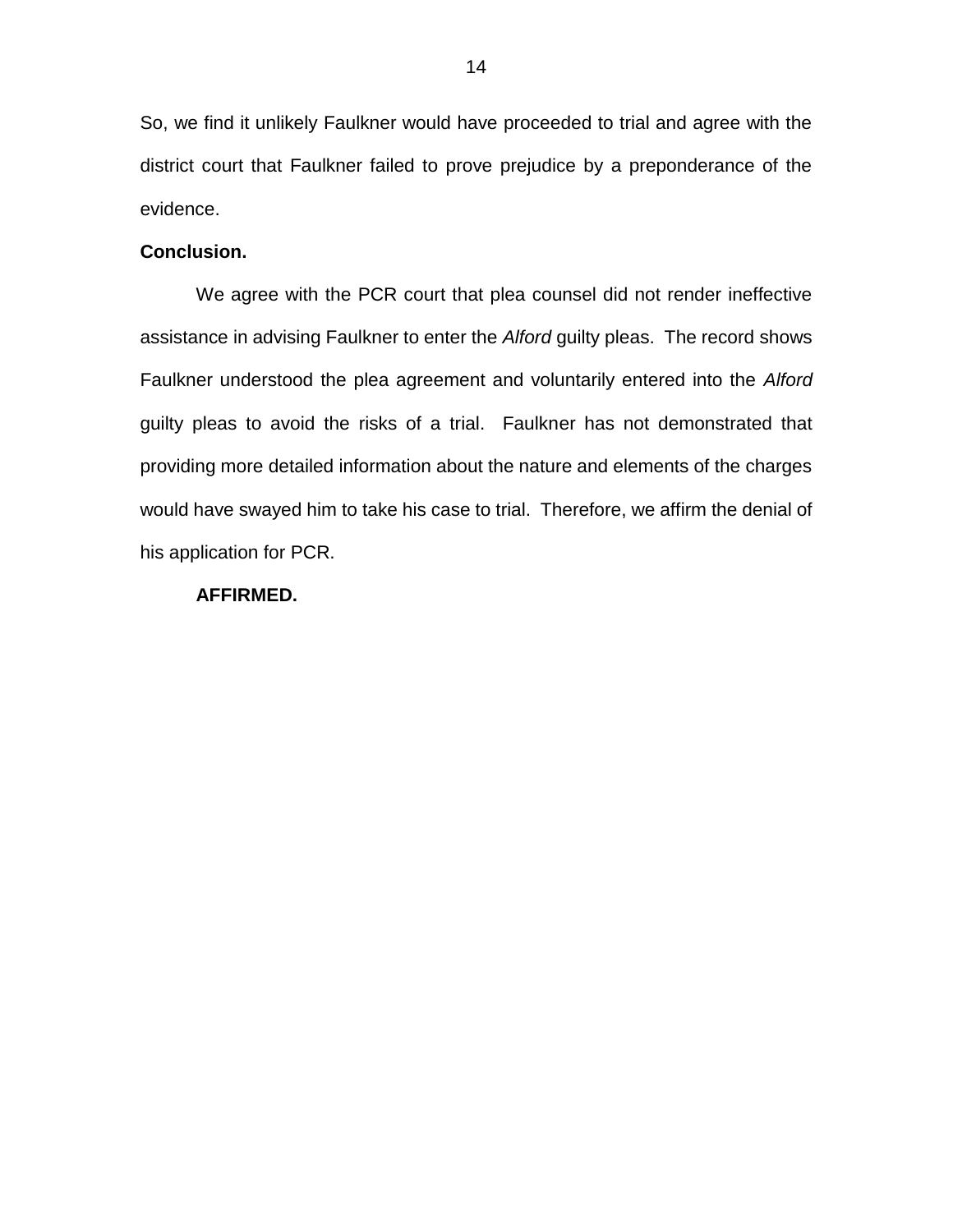So, we find it unlikely Faulkner would have proceeded to trial and agree with the district court that Faulkner failed to prove prejudice by a preponderance of the evidence.

**Conclusion.**

We agree with the PCR court that plea counsel did not render ineffective assistance in advising Faulkner to enter the *Alford* guilty pleas. The record shows Faulkner understood the plea agreement and voluntarily entered into the *Alford* guilty pleas to avoid the risks of a trial. Faulkner has not demonstrated that providing more detailed information about the nature and elements of the charges would have swayed him to take his case to trial. Therefore, we affirm the denial of his application for PCR.

**AFFIRMED.**